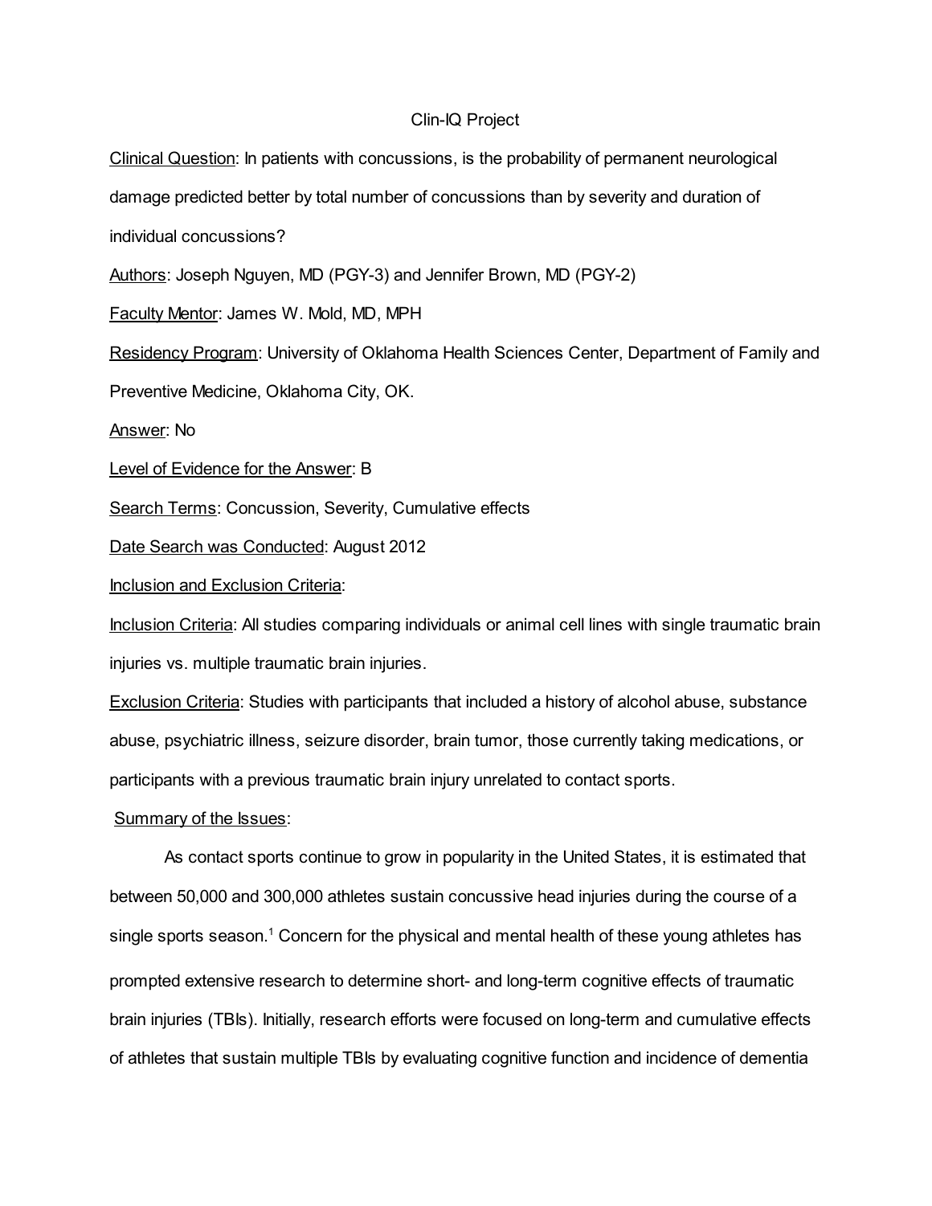# Clin-IQ Project

Clinical Question: In patients with concussions, is the probability of permanent neurological damage predicted better by total number of concussions than by severity and duration of individual concussions?

Authors: Joseph Nguyen, MD (PGY-3) and Jennifer Brown, MD (PGY-2)

Faculty Mentor: James W. Mold, MD, MPH

Residency Program: University of Oklahoma Health Sciences Center, Department of Family and Preventive Medicine, Oklahoma City, OK.

Answer: No

Level of Evidence for the Answer: B

Search Terms: Concussion, Severity, Cumulative effects

Date Search was Conducted: August 2012

Inclusion and Exclusion Criteria:

Inclusion Criteria: All studies comparing individuals or animal cell lines with single traumatic brain injuries vs. multiple traumatic brain injuries.

Exclusion Criteria: Studies with participants that included a history of alcohol abuse, substance abuse, psychiatric illness, seizure disorder, brain tumor, those currently taking medications, or participants with a previous traumatic brain injury unrelated to contact sports.

Summary of the Issues:

As contact sports continue to grow in popularity in the United States, it is estimated that between 50,000 and 300,000 athletes sustain concussive head injuries during the course of a single sports season.[1] Concern for the physical and mental health of these young athletes has prompted extensive research to determine short- and long-term cognitive effects of traumatic brain injuries (TBIs). Initially, research efforts were focused on long-term and cumulative effects of athletes that sustain multiple TBIs by evaluating cognitive function and incidence of dementia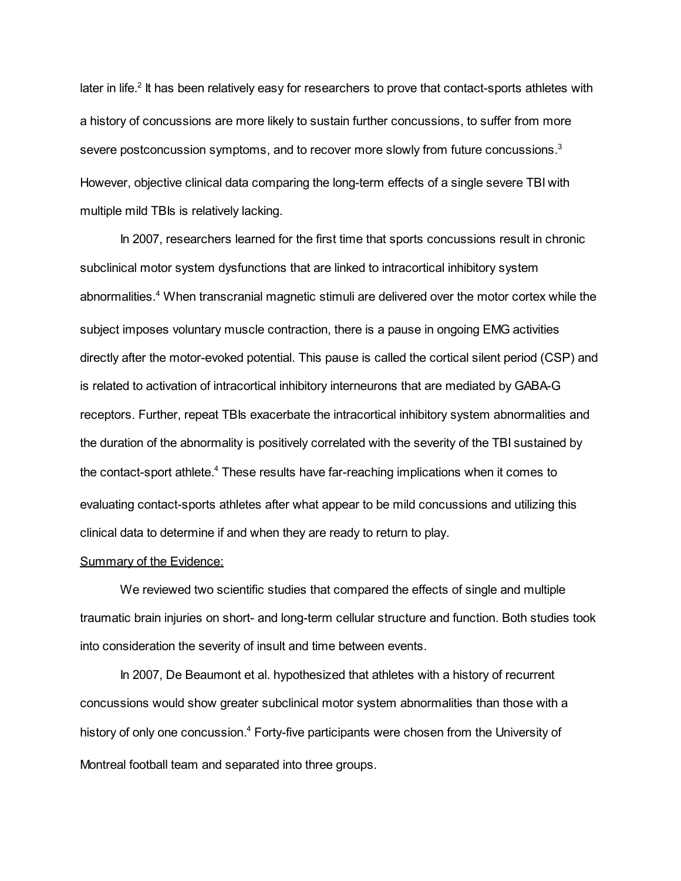later in life.[2] It has been relatively easy for researchers to prove that contact-sports athletes with a history of concussions are more likely to sustain further concussions, to suffer from more severe postconcussion symptoms, and to recover more slowly from future concussions.[3] However, objective clinical data comparing the long-term effects of a single severe TBI with multiple mild TBIs is relatively lacking.

In 2007, researchers learned for the first time that sports concussions result in chronic subclinical motor system dysfunctions that are linked to intracortical inhibitory system abnormalities.[4] When transcranial magnetic stimuli are delivered over the motor cortex while the subject imposes voluntary muscle contraction, there is a pause in ongoing EMG activities directly after the motor-evoked potential. This pause is called the cortical silent period (CSP) and is related to activation of intracortical inhibitory interneurons that are mediated by GABA-G receptors. Further, repeat TBIs exacerbate the intracortical inhibitory system abnormalities and the duration of the abnormality is positively correlated with the severity of the TBI sustained by the contact-sport athlete.[4] These results have far-reaching implications when it comes to evaluating contact-sports athletes after what appear to be mild concussions and utilizing this clinical data to determine if and when they are ready to return to play.

<u>Summary of the Evidence:</u>

We reviewed two scientific studies that compared the effects of single and multiple traumatic brain injuries on short- and long-term cellular structure and function. Both studies took into consideration the severity of insult and time between events.

In 2007, De Beaumont et al. hypothesized that athletes with a history of recurrent concussions would show greater subclinical motor system abnormalities than those with a history of only one concussion.[4] Forty-five participants were chosen from the University of Montreal football team and separated into three groups.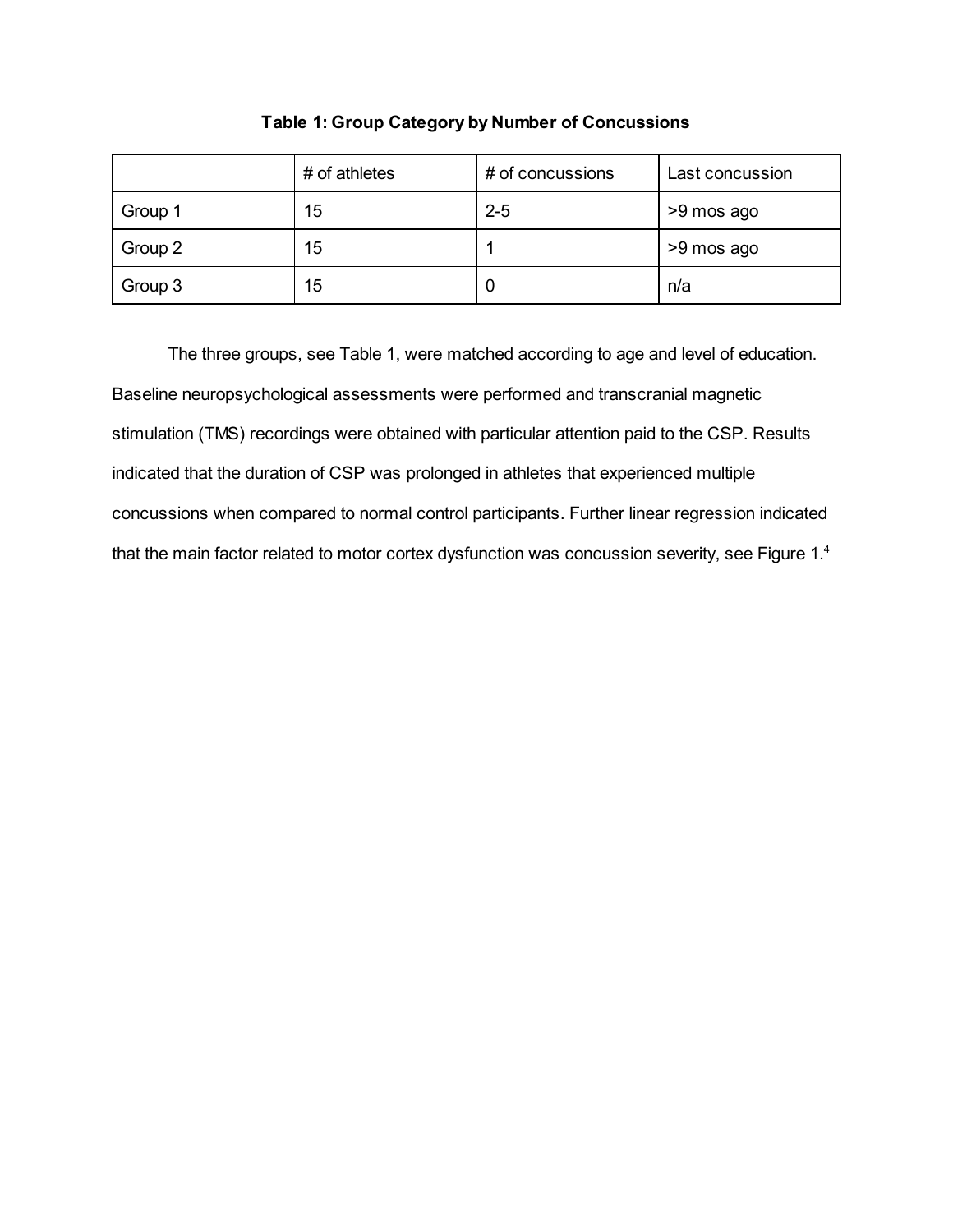**Table 1: Group Category by Number of Concussions**

| | # of athletes | # of concussions | Last concussion |
|---|---|---|---|
| Group 1 | 15 | 2-5 | >9 mos ago |
| Group 2 | 15 | 1 | >9 mos ago |
| Group 3 | 15 | 0 | n/a |

The three groups, see Table 1, were matched according to age and level of education. Baseline neuropsychological assessments were performed and transcranial magnetic stimulation (TMS) recordings were obtained with particular attention paid to the CSP. Results indicated that the duration of CSP was prolonged in athletes that experienced multiple concussions when compared to normal control participants. Further linear regression indicated that the main factor related to motor cortex dysfunction was concussion severity, see Figure 1.[4]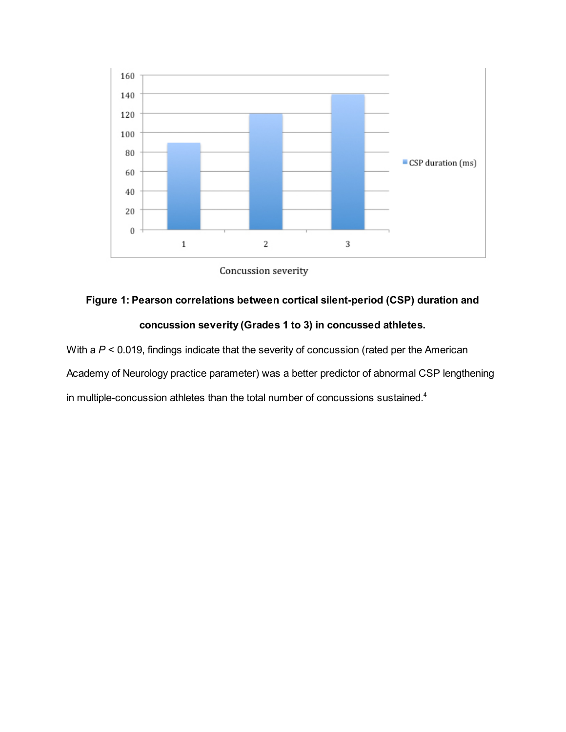**Figure 1: Pearson correlations between cortical silent-period (CSP) duration and concussion severity (Grades 1 to 3) in concussed athletes.**

With a $P < 0.019$, findings indicate that the severity of concussion (rated per the American Academy of Neurology practice parameter) was a better predictor of abnormal CSP lengthening in multiple-concussion athletes than the total number of concussions sustained.[4]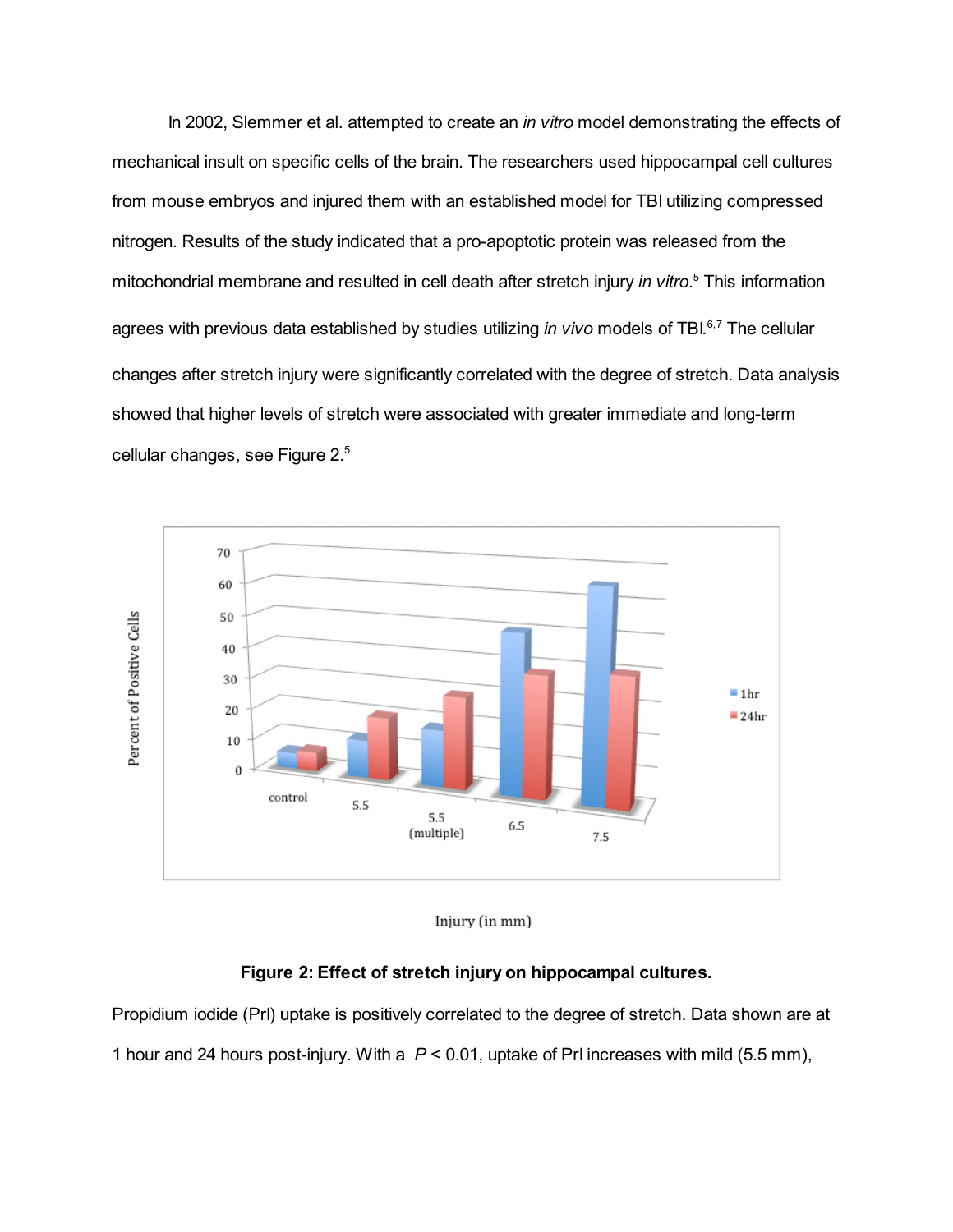In 2002, Slemmer et al. attempted to create an *in vitro* model demonstrating the effects of mechanical insult on specific cells of the brain. The researchers used hippocampal cell cultures from mouse embryos and injured them with an established model for TBI utilizing compressed nitrogen. Results of the study indicated that a pro-apoptotic protein was released from the mitochondrial membrane and resulted in cell death after stretch injury *in vitro*.[5] This information agrees with previous data established by studies utilizing *in vivo* models of TBI.[6,7] The cellular changes after stretch injury were significantly correlated with the degree of stretch. Data analysis showed that higher levels of stretch were associated with greater immediate and long-term cellular changes, see Figure 2.[5]

**Figure 2: Effect of stretch injury on hippocampal cultures.**

Propidium iodide (PrI) uptake is positively correlated to the degree of stretch. Data shown are at 1 hour and 24 hours post-injury. With a $P < 0.01$, uptake of PrI increases with mild (5.5 mm),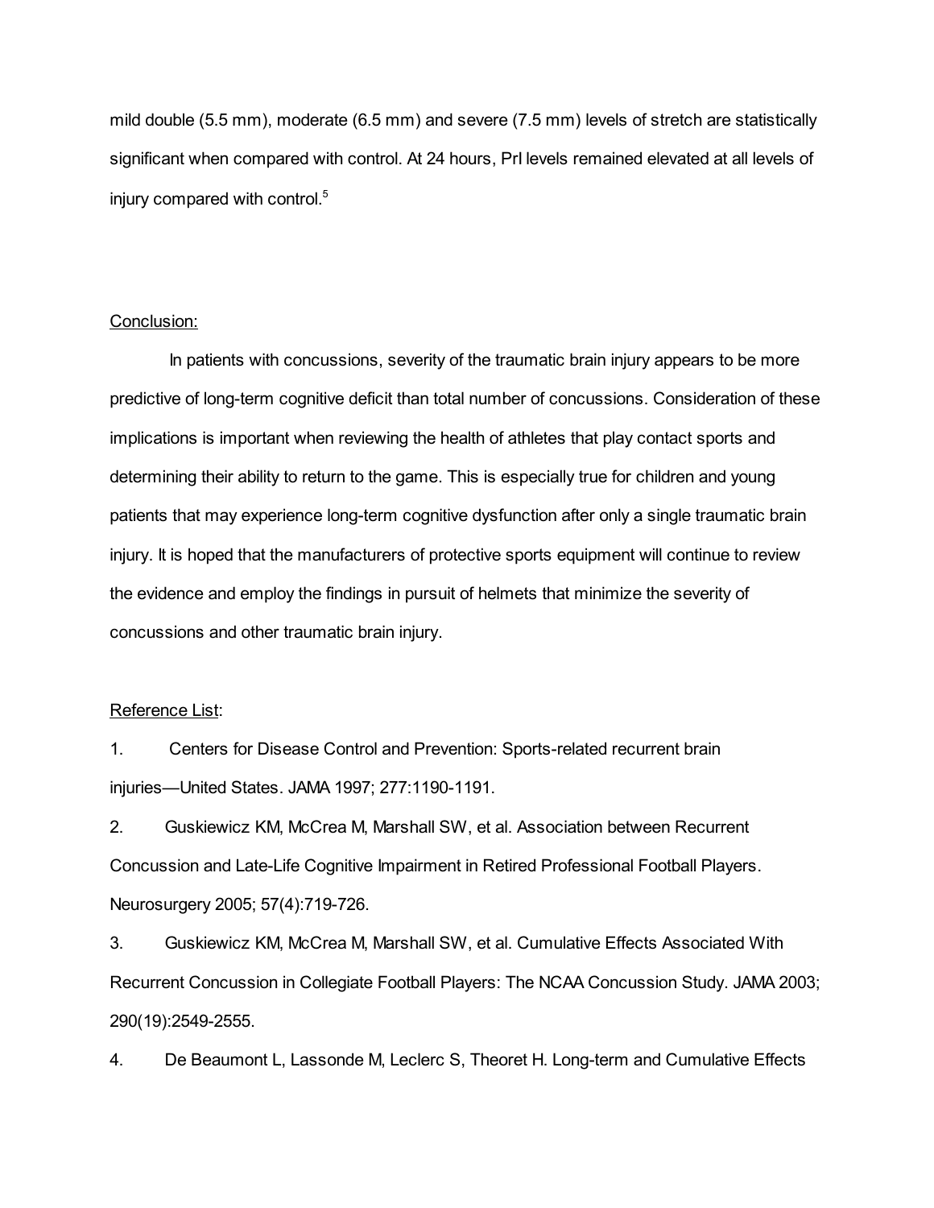mild double (5.5 mm), moderate (6.5 mm) and severe (7.5 mm) levels of stretch are statistically significant when compared with control. At 24 hours, PrI levels remained elevated at all levels of injury compared with control.[5]

## Conclusion:

In patients with concussions, severity of the traumatic brain injury appears to be more predictive of long-term cognitive deficit than total number of concussions. Consideration of these implications is important when reviewing the health of athletes that play contact sports and determining their ability to return to the game. This is especially true for children and young patients that may experience long-term cognitive dysfunction after only a single traumatic brain injury. It is hoped that the manufacturers of protective sports equipment will continue to review the evidence and employ the findings in pursuit of helmets that minimize the severity of concussions and other traumatic brain injury.

## Reference List:

1. Centers for Disease Control and Prevention: Sports-related recurrent brain injuries—United States. JAMA 1997; 277:1190-1191.
2. Guskiewicz KM, McCrea M, Marshall SW, et al. Association between Recurrent Concussion and Late-Life Cognitive Impairment in Retired Professional Football Players. Neurosurgery 2005; 57(4):719-726.
3. Guskiewicz KM, McCrea M, Marshall SW, et al. Cumulative Effects Associated With Recurrent Concussion in Collegiate Football Players: The NCAA Concussion Study. JAMA 2003; 290(19):2549-2555.
4. De Beaumont L, Lassonde M, Leclerc S, Theoret H. Long-term and Cumulative Effects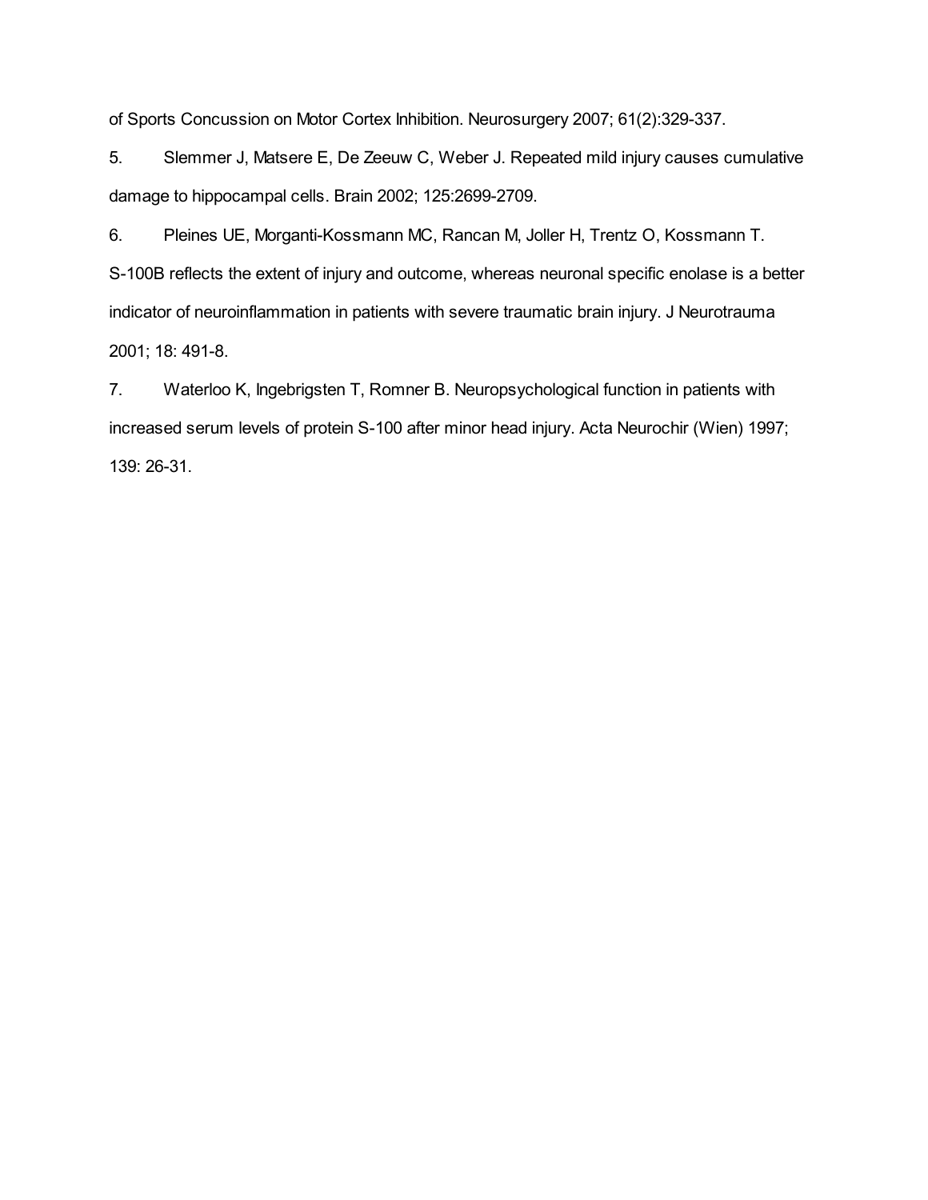of Sports Concussion on Motor Cortex Inhibition. Neurosurgery 2007; 61(2):329-337.

5. Slemmer J, Matsere E, De Zeeuw C, Weber J. Repeated mild injury causes cumulative damage to hippocampal cells. Brain 2002; 125:2699-2709.

6. Pleines UE, Morganti-Kossmann MC, Rancan M, Joller H, Trentz O, Kossmann T. S-100B reflects the extent of injury and outcome, whereas neuronal specific enolase is a better indicator of neuroinflammation in patients with severe traumatic brain injury. J Neurotrauma 2001; 18: 491-8.

7. Waterloo K, Ingebrigsten T, Romner B. Neuropsychological function in patients with increased serum levels of protein S-100 after minor head injury. Acta Neurochir (Wien) 1997; 139: 26-31.